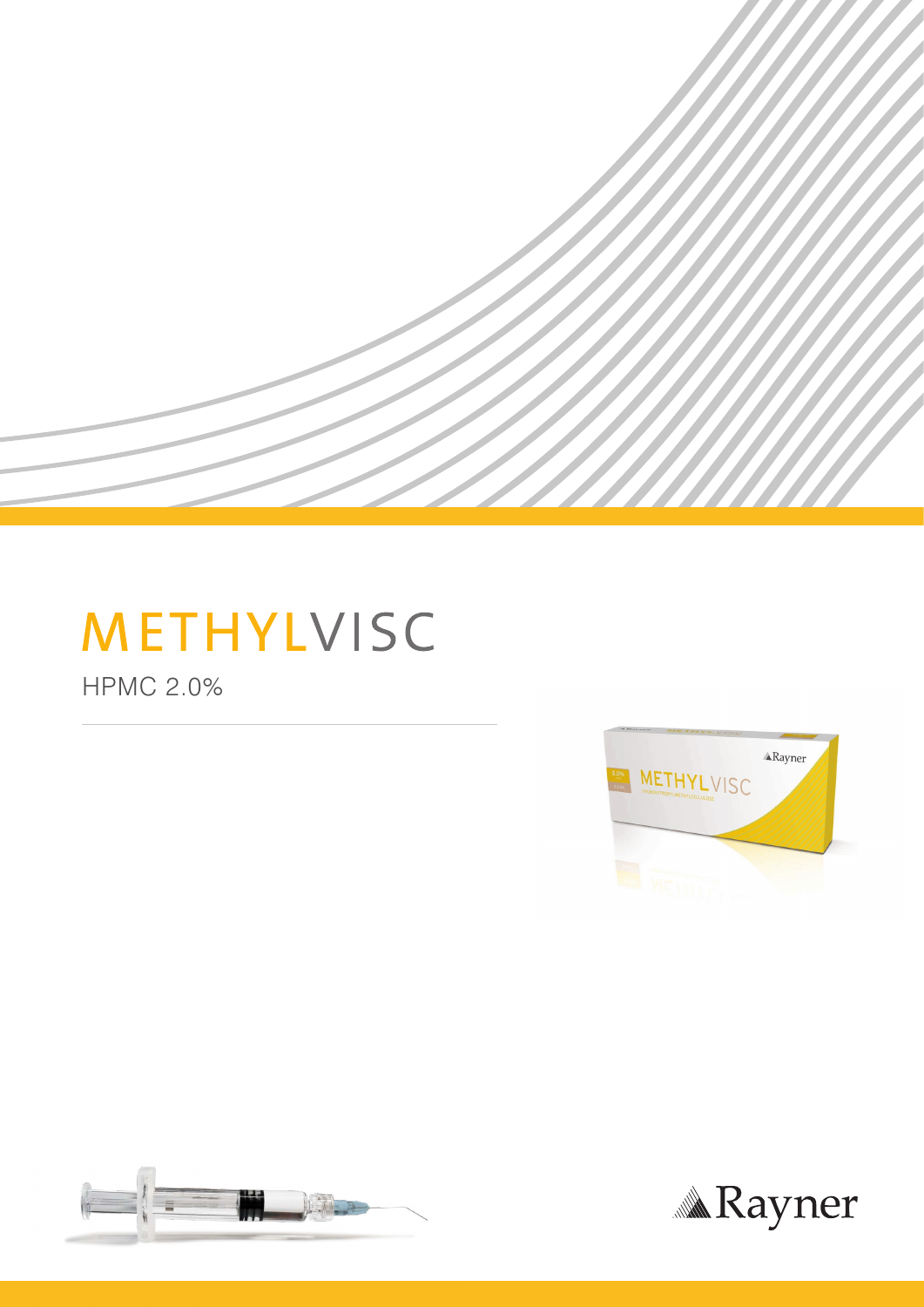# METHYLVISC

HPMC 2.0%

Rayner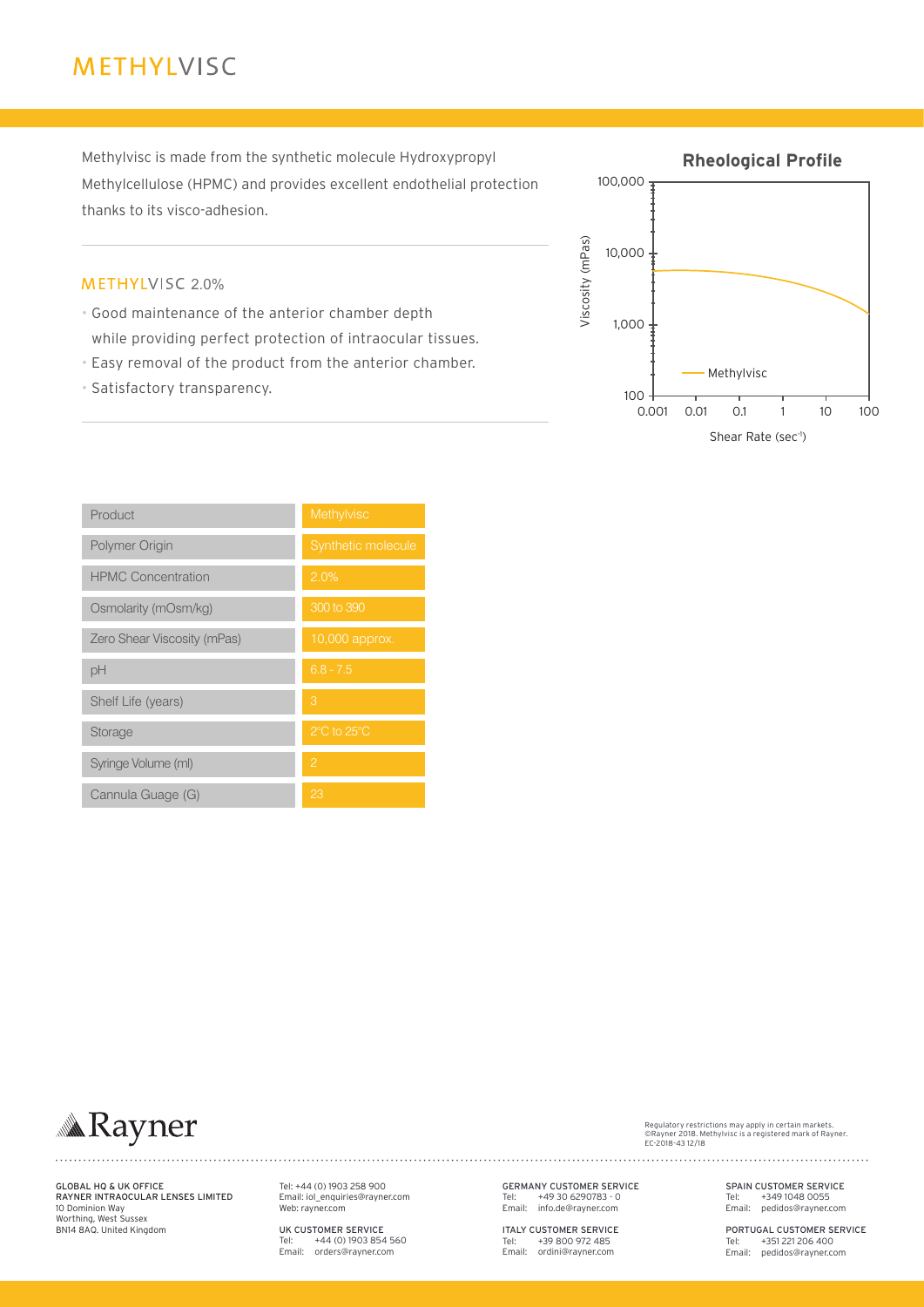# METHYLVISC

Methylvisc is made from the synthetic molecule Hydroxypropyl Methylcellulose (HPMC) and provides excellent endothelial protection thanks to its visco-adhesion.

## METHYLVISC 2.0%

- Good maintenance of the anterior chamber depth while providing perfect protection of intraocular tissues.
- Easy removal of the product from the anterior chamber.
- Satisfactory transparency.

**Rheological Profile**

Viscosity (mPas)

100,000
10,000
1,000
100

Shear Rate (sec⁻¹)

0.001 0.01 0.1 1 10 100

Methylvisc

| Product | Methylvisc |
|---|---|
| Polymer Origin | Synthetic molecule |
| HPMC Concentration | 2.0% |
| Osmolarity (mOsm/kg) | 300 to 390 |
| Zero Shear Viscosity (mPas) | 10,000 approx. |
| pH | 6.8 - 7.5 |
| Shelf Life (years) | 3 |
| Storage | 2°C to 25°C |
| Syringe Volume (ml) | 2 |
| Cannula Guage (G) | 23 |

Rayner

Regulatory restrictions may apply in certain markets.
©Rayner 2018. Methylvisc is a registered mark of Rayner.
EC-2018-43 12/18

GLOBAL HQ & UK OFFICE
RAYNER INTRAOCULAR LENSES LIMITED
10 Dominion Way
Worthing, West Sussex
BN14 8AQ. United Kingdom

Tel: +44 (0) 1903 258 900
Email: iol_enquiries@rayner.com
Web: rayner.com

UK CUSTOMER SERVICE
Tel: +44 (0) 1903 854 560
Email: orders@rayner.com

GERMANY CUSTOMER SERVICE
Tel: +49 30 6290783 - 0
Email: info.de@rayner.com

ITALY CUSTOMER SERVICE
Tel: +39 800 972 485
Email: ordini@rayner.com

SPAIN CUSTOMER SERVICE
Tel: +349 1048 0055
Email: pedidos@rayner.com

PORTUGAL CUSTOMER SERVICE
Tel: +351 221 206 400
Email: pedidos@rayner.com